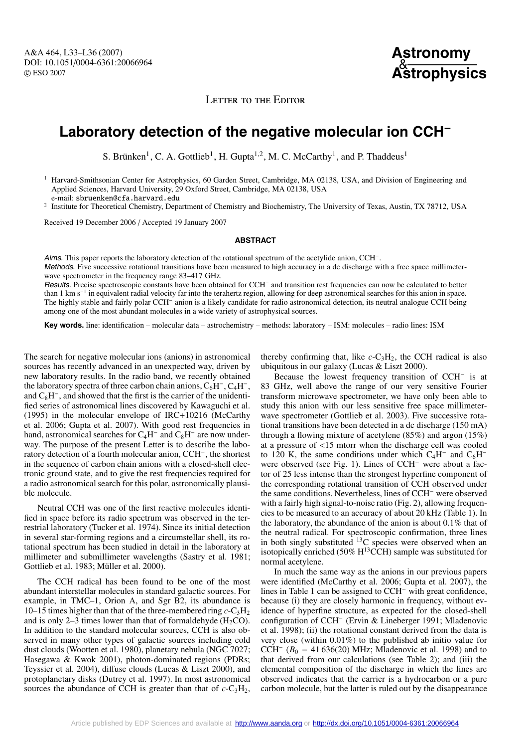Letter to the Editor

# Laboratory detection of the negative molecular ion $CCH^-$

S. Brünken[1], C. A. Gottlieb[1], H. Gupta[1,2], M. C. McCarthy[1], and P. Thaddeus[1]

[1] Harvard-Smithsonian Center for Astrophysics, 60 Garden Street, Cambridge, MA 02138, USA, and Division of Engineering and Applied Sciences, Harvard University, 29 Oxford Street, Cambridge, MA 02138, USA
e-mail: sbruenken@cfa.harvard.edu

[2] Institute for Theoretical Chemistry, Department of Chemistry and Biochemistry, The University of Texas, Austin, TX 78712, USA

Received 19 December 2006 / Accepted 19 January 2007

## ABSTRACT

*Aims.* This paper reports the laboratory detection of the rotational spectrum of the acetylide anion, $CCH^-$.

*Methods.* Five successive rotational transitions have been measured to high accuracy in a dc discharge with a free space millimeter-wave spectrometer in the frequency range 83–417 GHz.

*Results.* Precise spectroscopic constants have been obtained for $CCH^-$ and transition rest frequencies can now be calculated to better than 1 km $s^{-1}$ in equivalent radial velocity far into the terahertz region, allowing for deep astronomical searches for this anion in space. The highly stable and fairly polar $CCH^-$ anion is a likely candidate for radio astronomical detection, its neutral analogue CCH being among one of the most abundant molecules in a wide variety of astrophysical sources.

**Key words.** line: identification – molecular data – astrochemistry – methods: laboratory – ISM: molecules – radio lines: ISM

The search for negative molecular ions (anions) in astronomical sources has recently advanced in an unexpected way, driven by new laboratory results. In the radio band, we recently obtained the laboratory spectra of three carbon chain anions, $C_6H^-$, $C_4H^-$, and $C_8H^-$, and showed that the first is the carrier of the unidentified series of astronomical lines discovered by Kawaguchi et al. (1995) in the molecular envelope of IRC+10216 (McCarthy et al. 2006; Gupta et al. 2007). With good rest frequencies in hand, astronomical searches for $C_4H^-$ and $C_8H^-$ are now underway. The purpose of the present Letter is to describe the laboratory detection of a fourth molecular anion, $CCH^-$, the shortest in the sequence of carbon chain anions with a closed-shell electronic ground state, and to give the rest frequencies required for a radio astronomical search for this polar, astronomically plausible molecule.

Neutral CCH was one of the first reactive molecules identified in space before its radio spectrum was observed in the terrestrial laboratory (Tucker et al. 1974). Since its initial detection in several star-forming regions and a circumstellar shell, its rotational spectrum has been studied in detail in the laboratory at millimeter and submillimeter wavelengths (Sastry et al. 1981; Gottlieb et al. 1983; Müller et al. 2000).

The CCH radical has been found to be one of the most abundant interstellar molecules in standard galactic sources. For example, in TMC–1, Orion A, and Sgr B2, its abundance is 10–15 times higher than that of the three-membered ring $c$-$C_3H_2$ and is only 2–3 times lower than that of formaldehyde ($H_2CO$). In addition to the standard molecular sources, CCH is also observed in many other types of galactic sources including cold dust clouds (Wootten et al. 1980), planetary nebula (NGC 7027; Hasegawa & Kwok 2001), photon-dominated regions (PDRs; Teyssier et al. 2004), diffuse clouds (Lucas & Liszt 2000), and protoplanetary disks (Dutrey et al. 1997). In most astronomical sources the abundance of CCH is greater than that of $c$-$C_3H_2$, thereby confirming that, like $c$-$C_3H_2$, the CCH radical is also ubiquitous in our galaxy (Lucas & Liszt 2000).

Because the lowest frequency transition of $CCH^-$ is at 83 GHz, well above the range of our very sensitive Fourier transform microwave spectrometer, we have only been able to study this anion with our less sensitive free space millimeter-wave spectrometer (Gottlieb et al. 2003). Five successive rotational transitions have been detected in a dc discharge (150 mA) through a flowing mixture of acetylene (85%) and argon (15%) at a pressure of <15 mtorr when the discharge cell was cooled to 120 K, the same conditions under which $C_4H^-$ and $C_6H^-$ were observed (see Fig. 1). Lines of $CCH^-$ were about a factor of 25 less intense than the strongest hyperfine component of the corresponding rotational transition of CCH observed under the same conditions. Nevertheless, lines of $CCH^-$ were observed with a fairly high signal-to-noise ratio (Fig. 2), allowing frequencies to be measured to an accuracy of about 20 kHz (Table 1). In the laboratory, the abundance of the anion is about 0.1% that of the neutral radical. For spectroscopic confirmation, three lines in both singly substituted $^{13}C$ species were observed when an isotopically enriched (50% $H^{13}CCH$) sample was substituted for normal acetylene.

In much the same way as the anions in our previous papers were identified (McCarthy et al. 2006; Gupta et al. 2007), the lines in Table 1 can be assigned to $CCH^-$ with great confidence, because (i) they are closely harmonic in frequency, without evidence of hyperfine structure, as expected for the closed-shell configuration of $CCH^-$ (Ervin & Lineberger 1991; Mladenovic et al. 1998); (ii) the rotational constant derived from the data is very close (within 0.01%) to the published ab initio value for $CCH^-$ ($B_0$ = 41 636(20) MHz; Mladenovic et al. 1998) and to that derived from our calculations (see Table 2); and (iii) the elemental composition of the discharge in which the lines are observed indicates that the carrier is a hydrocarbon or a pure carbon molecule, but the latter is ruled out by the disappearance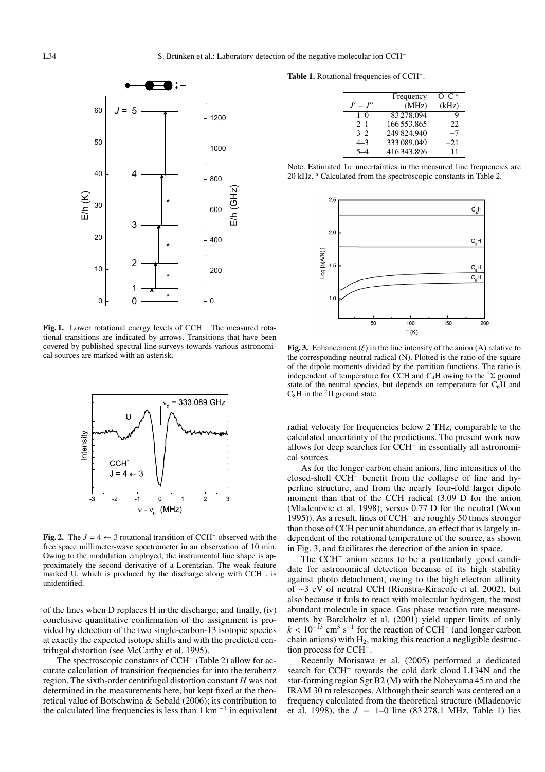**Fig. 1.** Lower rotational energy levels of $CCH^-$. The measured rotational transitions are indicated by arrows. Transitions that have been covered by published spectral line surveys towards various astronomical sources are marked with an asterisk.

**Fig. 2.** The $J = 4 \leftarrow 3$ rotational transition of $CCH^-$ observed with the free space millimeter-wave spectrometer in an observation of 10 min. Owing to the modulation employed, the instrumental line shape is approximately the second derivative of a Lorentzian. The weak feature marked U, which is produced by the discharge along with $CCH^-$, is unidentified.

of the lines when D replaces H in the discharge; and finally, (iv) conclusive quantitative confirmation of the assignment is provided by detection of the two single-carbon-13 isotopic species at exactly the expected isotope shifts and with the predicted centrifugal distortion (see McCarthy et al. 1995).

The spectroscopic constants of $CCH^-$ (Table 2) allow for accurate calculation of transition frequencies far into the terahertz region. The sixth-order centrifugal distortion constant $H$ was not determined in the measurements here, but kept fixed at the theoretical value of Botschwina & Sebald (2006); its contribution to the calculated line frequencies is less than 1 km $^{-1}$ in equivalent radial velocity for frequencies below 2 THz, comparable to the calculated uncertainty of the predictions. The present work now allows for deep searches for $CCH^-$ in essentially all astronomical sources.

**Table 1.** Rotational frequencies of $CCH^-$.

| $J' - J''$ | Frequency (MHz) | O–C [a] (kHz) |
|---|---|---|
| 1–0 | 83 278.094 | 9 |
| 2–1 | 166 553.865 | 22 |
| 3–2 | 249 824.940 | −7 |
| 4–3 | 333 089.049 | −21 |
| 5–4 | 416 343.896 | 11 |

Note. Estimated $1\sigma$ uncertainties in the measured line frequencies are 20 kHz. [a] Calculated from the spectroscopic constants in Table 2.

**Fig. 3.** Enhancement ($\xi$) in the line intensity of the anion (A) relative to the corresponding neutral radical (N). Plotted is the ratio of the square of the dipole moments divided by the partition functions. The ratio is independent of temperature for CCH and $C_4H$ owing to the $^2\Sigma$ ground state of the neutral species, but depends on temperature for $C_6H$ and $C_8H$ in the $^2\Pi$ ground state.

As for the longer carbon chain anions, line intensities of the closed-shell $CCH^-$ benefit from the collapse of fine and hyperfine structure, and from the nearly four-fold larger dipole moment than that of the CCH radical (3.09 D for the anion (Mladenovic et al. 1998); versus 0.77 D for the neutral (Woon 1995)). As a result, lines of $CCH^-$ are roughly 50 times stronger than those of CCH per unit abundance, an effect that is largely independent of the rotational temperature of the source, as shown in Fig. 3, and facilitates the detection of the anion in space.

The $CCH^-$ anion seems to be a particularly good candidate for astronomical detection because of its high stability against photo detachment, owing to the high electron affinity of ~3 eV of neutral CCH (Rienstra-Kiracofe et al. 2002), but also because it fails to react with molecular hydrogen, the most abundant molecule in space. Gas phase reaction rate measurements by Barckholtz et al. (2001) yield upper limits of only $k < 10^{-13}$ cm$^3$ s$^{-1}$ for the reaction of $CCH^-$ (and longer carbon chain anions) with $H_2$, making this reaction a negligible destruction process for $CCH^-$.

Recently Morisawa et al. (2005) performed a dedicated search for $CCH^-$ towards the cold dark cloud L134N and the star-forming region Sgr B2 (M) with the Nobeyama 45 m and the IRAM 30 m telescopes. Although their search was centered on a frequency calculated from the theoretical structure (Mladenovic et al. 1998), the $J = 1$–0 line (83 278.1 MHz, Table 1) lies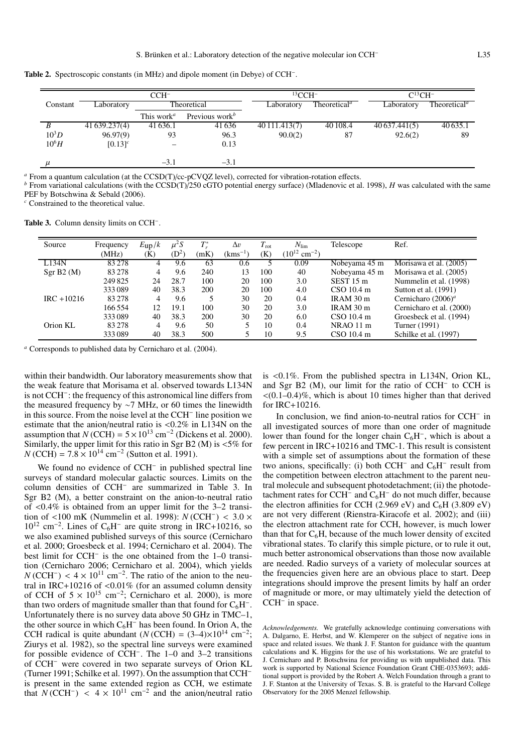**Table 2.** Spectroscopic constants (in MHz) and dipole moment (in Debye) of $CCH^-$.

| Constant | $CCH^-$ | | | $^{13}CCH^-$ | | $C^{13}CH^-$ | |
|---|---|---|---|---|---|---|---|
| | Laboratory | Theoretical | | Laboratory | Theoretical[a] | Laboratory | Theoretical[a] |
| | | This work[a] | Previous work[b] | | | | |
| $B$ | 41 639.237(4) | 41 636.1 | 41 636 | 40 111.413(7) | 40 108.4 | 40 637.441(5) | 40 635.1 |
| $10^3 D$ | 96.97(9) | 93 | 96.3 | 90.0(2) | 87 | 92.6(2) | 89 |
| $10^6 H$ | [0.13][c] | – | 0.13 | | | | |
| $\mu$ | | –3.1 | –3.1 | | | | |

[a] From a quantum calculation (at the CCSD(T)/cc-pCVQZ level), corrected for vibration-rotation effects.
[b] From variational calculations (with the CCSD(T)/250 cGTO potential energy surface) (Mladenovic et al. 1998), $H$ was calculated with the same PEF by Botschwina & Sebald (2006).
[c] Constrained to the theoretical value.

**Table 3.** Column density limits on $CCH^-$.

| Source | Frequency (MHz) | $E_{up}/k$ (K) | $\mu^2 S$ ($D^2$) | $T_r^*$ (mK) | $\Delta v$ ($kms^{-1}$) | $T_{rot}$ (K) | $N_{lim}$ ($10^{12}$ $cm^{-2}$) | Telescope | Ref. |
|---|---|---|---|---|---|---|---|---|---|
| L134N | 83 278 | 4 | 9.6 | 63 | 0.6 | 5 | 0.09 | Nobeyama 45 m | Morisawa et al. (2005) |
| Sgr B2 (M) | 83 278 | 4 | 9.6 | 240 | 13 | 100 | 40 | Nobeyama 45 m | Morisawa et al. (2005) |
| | 249 825 | 24 | 28.7 | 100 | 20 | 100 | 3.0 | SEST 15 m | Nummelin et al. (1998) |
| | 333 089 | 40 | 38.3 | 200 | 20 | 100 | 4.0 | CSO 10.4 m | Sutton et al. (1991) |
| IRC +10216 | 83 278 | 4 | 9.6 | 5 | 30 | 20 | 0.4 | IRAM 30 m | Cernicharo (2006)[a] |
| | 166 554 | 12 | 19.1 | 100 | 30 | 20 | 3.0 | IRAM 30 m | Cernicharo et al. (2000) |
| | 333 089 | 40 | 38.3 | 200 | 30 | 20 | 6.0 | CSO 10.4 m | Groesbeck et al. (1994) |
| Orion KL | 83 278 | 4 | 9.6 | 50 | 5 | 10 | 0.4 | NRAO 11 m | Turner (1991) |
| | 333 089 | 40 | 38.3 | 500 | 5 | 10 | 9.5 | CSO 10.4 m | Schilke et al. (1997) |

[a] Corresponds to published data by Cernicharo et al. (2004).

within their bandwidth. Our laboratory measurements show that the weak feature that Morisama et al. observed towards L134N is not $CCH^-$: the frequency of this astronomical line differs from the measured frequency by ~7 MHz, or 60 times the linewidth in this source. From the noise level at the $CCH^-$ line position we estimate that the anion/neutral ratio is <0.2% in L134N on the assumption that $N(CCH) = 5 \times 10^{13}$ $cm^{-2}$ (Dickens et al. 2000). Similarly, the upper limit for this ratio in Sgr B2 (M) is <5% for $N(CCH) = 7.8 \times 10^{14}$ $cm^{-2}$ (Sutton et al. 1991).

We found no evidence of $CCH^-$ in published spectral line surveys of standard molecular galactic sources. Limits on the column densities of $CCH^-$ are summarized in Table 3. In Sgr B2 (M), a better constraint on the anion-to-neutral ratio of <0.4% is obtained from an upper limit for the 3–2 transition of <100 mK (Nummelin et al. 1998): $N(CCH^-) < 3.0 \times 10^{12}$ $cm^{-2}$. Lines of $C_6H^-$ are quite strong in IRC+10216, so we also examined published surveys of this source (Cernicharo et al. 2000; Groesbeck et al. 1994; Cernicharo et al. 2004). The best limit for $CCH^-$ is the one obtained from the 1–0 transition (Cernicharo 2006; Cernicharo et al. 2004), which yields $N(CCH^-) < 4 \times 10^{11}$ $cm^{-2}$. The ratio of the anion to the neutral in IRC+10216 of <0.01% (for an assumed column density of CCH of $5 \times 10^{15}$ $cm^{-2}$; Cernicharo et al. 2000), is more than two orders of magnitude smaller than that found for $C_6H^-$. Unfortunately there is no survey data above 50 GHz in TMC–1, the other source in which $C_6H^-$ has been found. In Orion A, the CCH radical is quite abundant ($N(CCH) = (3–4) \times 10^{14}$ $cm^{-2}$; Ziurys et al. 1982), so the spectral line surveys were examined for possible evidence of $CCH^-$. The 1–0 and 3–2 transitions of $CCH^-$ were covered in two separate surveys of Orion KL (Turner 1991; Schilke et al. 1997). On the assumption that $CCH^-$ is present in the same extended region as CCH, we estimate that $N(CCH^-) < 4 \times 10^{11}$ $cm^{-2}$ and the anion/neutral ratio is <0.1%. From the published spectra in L134N, Orion KL, and Sgr B2 (M), our limit for the ratio of $CCH^-$ to CCH is <(0.1–0.4)%, which is about 10 times higher than that derived for IRC+10216.

In conclusion, we find anion-to-neutral ratios for $CCH^-$ in all investigated sources of more than one order of magnitude lower than found for the longer chain $C_6H^-$, which is about a few percent in IRC+10216 and TMC-1. This result is consistent with a simple set of assumptions about the formation of these two anions, specifically: (i) both $CCH^-$ and $C_6H^-$ result from the competition between electron attachment to the parent neutral molecule and subsequent photodetachment; (ii) the photodetachment rates for $CCH^-$ and $C_6H^-$ do not much differ, because the electron affinities for CCH (2.969 eV) and $C_6H$ (3.809 eV) are not very different (Rienstra-Kiracofe et al. 2002); and (iii) the electron attachment rate for CCH, however, is much lower than that for $C_6H$, because of the much lower density of excited vibrational states. To clarify this simple picture, or to rule it out, much better astronomical observations than those now available are needed. Radio surveys of a variety of molecular sources at the frequencies given here are an obvious place to start. Deep integrations should improve the present limits by half an order of magnitude or more, or may ultimately yield the detection of $CCH^-$ in space.

*Acknowledgements.* We gratefully acknowledge continuing conversations with A. Dalgarno, E. Herbst, and W. Klemperer on the subject of negative ions in space and related issues. We thank J. F. Stanton for guidance with the quantum calculations and K. Higgins for the use of his workstations. We are grateful to J. Cernicharo and P. Botschwina for providing us with unpublished data. This work is supported by National Science Foundation Grant CHE-0353693; additional support is provided by the Robert A. Welch Foundation through a grant to J. F. Stanton at the University of Texas. S. B. is grateful to the Harvard College Observatory for the 2005 Menzel fellowship.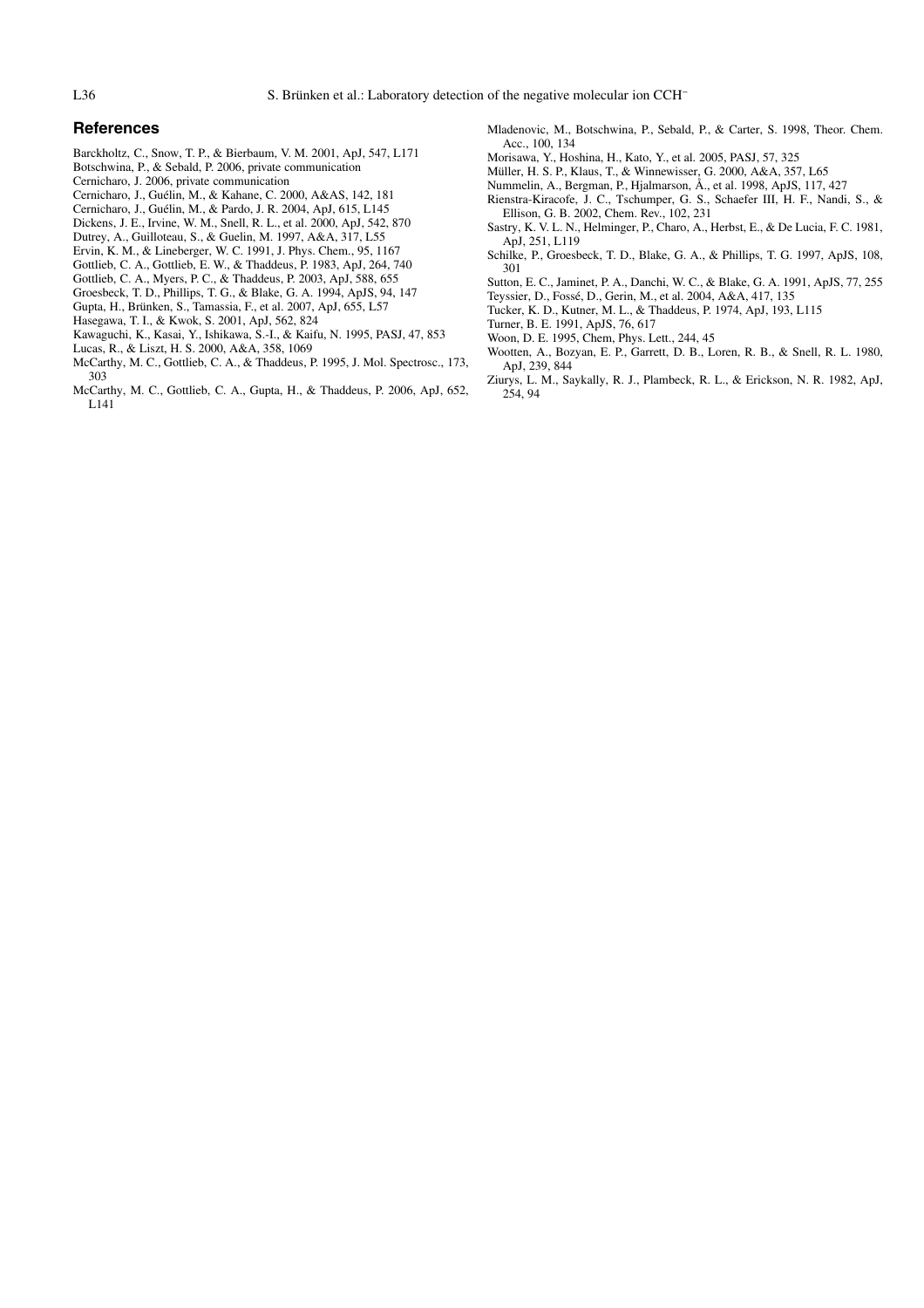## References

Barckholtz, C., Snow, T. P., & Bierbaum, V. M. 2001, ApJ, 547, L171
Botschwina, P., & Sebald, P. 2006, private communication
Cernicharo, J. 2006, private communication
Cernicharo, J., Guélin, M., & Kahane, C. 2000, A&AS, 142, 181
Cernicharo, J., Guélin, M., & Pardo, J. R. 2004, ApJ, 615, L145
Dickens, J. E., Irvine, W. M., Snell, R. L., et al. 2000, ApJ, 542, 870
Dutrey, A., Guilloteau, S., & Guelin, M. 1997, A&A, 317, L55
Ervin, K. M., & Lineberger, W. C. 1991, J. Phys. Chem., 95, 1167
Gottlieb, C. A., Gottlieb, E. W., & Thaddeus, P. 1983, ApJ, 264, 740
Gottlieb, C. A., Myers, P. C., & Thaddeus, P. 2003, ApJ, 588, 655
Groesbeck, T. D., Phillips, T. G., & Blake, G. A. 1994, ApJS, 94, 147
Gupta, H., Brünken, S., Tamassia, F., et al. 2007, ApJ, 655, L57
Hasegawa, T. I., & Kwok, S. 2001, ApJ, 562, 824
Kawaguchi, K., Kasai, Y., Ishikawa, S.-I., & Kaifu, N. 1995, PASJ, 47, 853
Lucas, R., & Liszt, H. S. 2000, A&A, 358, 1069
McCarthy, M. C., Gottlieb, C. A., & Thaddeus, P. 1995, J. Mol. Spectrosc., 173, 303
McCarthy, M. C., Gottlieb, C. A., Gupta, H., & Thaddeus, P. 2006, ApJ, 652, L141
Mladenovic, M., Botschwina, P., Sebald, P., & Carter, S. 1998, Theor. Chem. Acc., 100, 134
Morisawa, Y., Hoshina, H., Kato, Y., et al. 2005, PASJ, 57, 325
Müller, H. S. P., Klaus, T., & Winnewisser, G. 2000, A&A, 357, L65
Nummelin, A., Bergman, P., Hjalmarson, Å., et al. 1998, ApJS, 117, 427
Rienstra-Kiracofe, J. C., Tschumper, G. S., Schaefer III, H. F., Nandi, S., & Ellison, G. B. 2002, Chem. Rev., 102, 231
Sastry, K. V. L. N., Helminger, P., Charo, A., Herbst, E., & De Lucia, F. C. 1981, ApJ, 251, L119
Schilke, P., Groesbeck, T. D., Blake, G. A., & Phillips, T. G. 1997, ApJS, 108, 301
Sutton, E. C., Jaminet, P. A., Danchi, W. C., & Blake, G. A. 1991, ApJS, 77, 255
Teyssier, D., Fossé, D., Gerin, M., et al. 2004, A&A, 417, 135
Tucker, K. D., Kutner, M. L., & Thaddeus, P. 1974, ApJ, 193, L115
Turner, B. E. 1991, ApJS, 76, 617
Woon, D. E. 1995, Chem, Phys. Lett., 244, 45
Wootten, A., Bozyan, E. P., Garrett, D. B., Loren, R. B., & Snell, R. L. 1980, ApJ, 239, 844
Ziurys, L. M., Saykally, R. J., Plambeck, R. L., & Erickson, N. R. 1982, ApJ, 254, 94